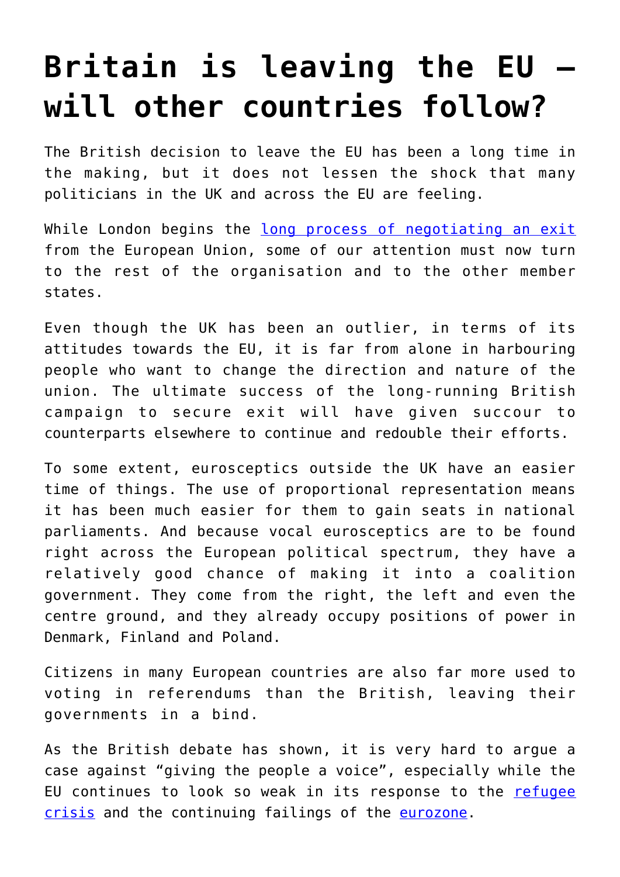# Britain is leaving the EU – will other countries follow?

The British decision to leave the EU has been a long time in the making, but it does not lessen the shock that many politicians in the UK and across the EU are feeling.

While London begins the long process of negotiating an exit from the European Union, some of our attention must now turn to the rest of the organisation and to the other member states.

Even though the UK has been an outlier, in terms of its attitudes towards the EU, it is far from alone in harbouring people who want to change the direction and nature of the union. The ultimate success of the long-running British campaign to secure exit will have given succour to counterparts elsewhere to continue and redouble their efforts.

To some extent, eurosceptics outside the UK have an easier time of things. The use of proportional representation means it has been much easier for them to gain seats in national parliaments. And because vocal eurosceptics are to be found right across the European political spectrum, they have a relatively good chance of making it into a coalition government. They come from the right, the left and even the centre ground, and they already occupy positions of power in Denmark, Finland and Poland.

Citizens in many European countries are also far more used to voting in referendums than the British, leaving their governments in a bind.

As the British debate has shown, it is very hard to argue a case against "giving the people a voice", especially while the EU continues to look so weak in its response to the refugee crisis and the continuing failings of the eurozone.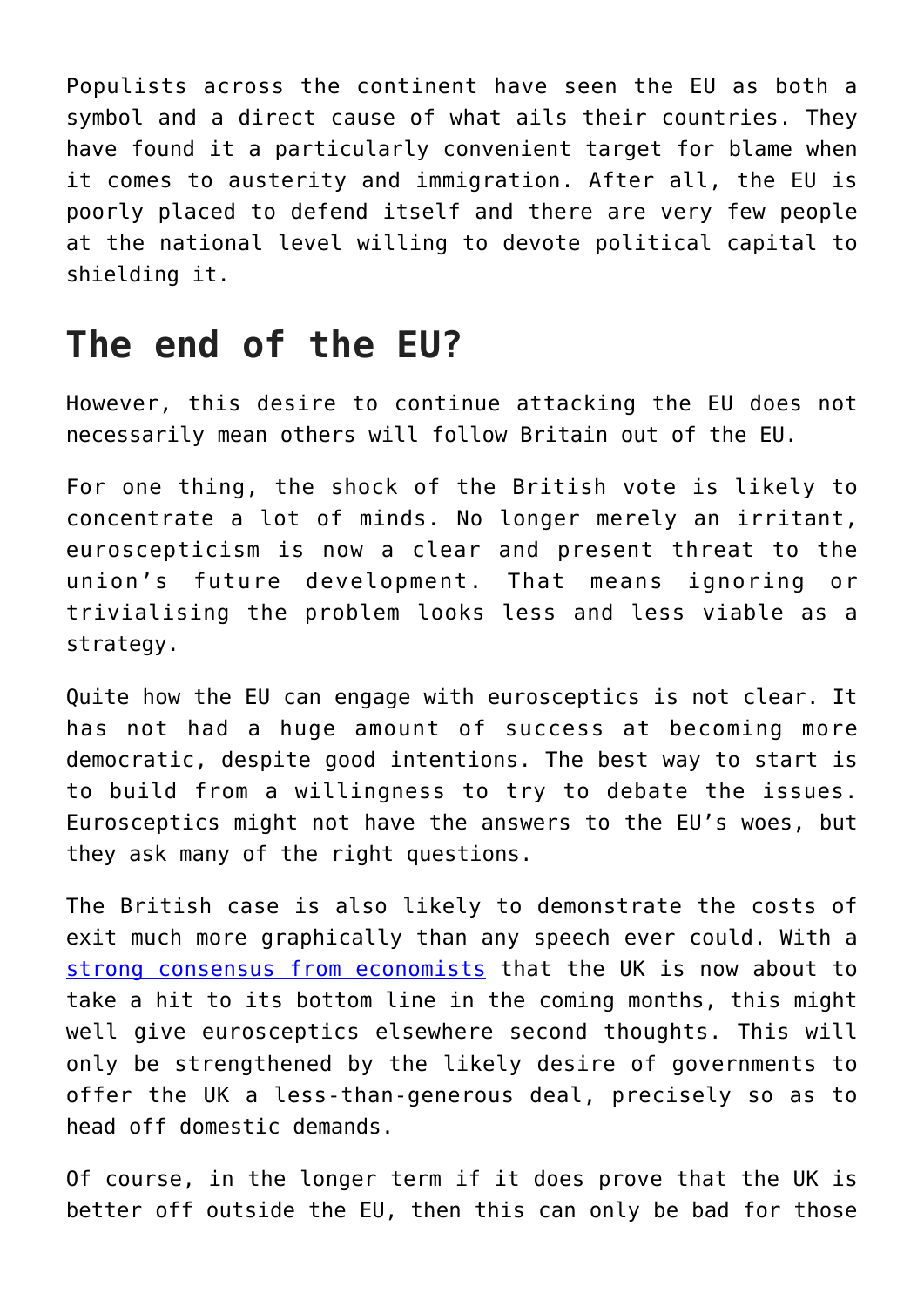Populists across the continent have seen the EU as both a symbol and a direct cause of what ails their countries. They have found it a particularly convenient target for blame when it comes to austerity and immigration. After all, the EU is poorly placed to defend itself and there are very few people at the national level willing to devote political capital to shielding it.

## The end of the EU?

However, this desire to continue attacking the EU does not necessarily mean others will follow Britain out of the EU.

For one thing, the shock of the British vote is likely to concentrate a lot of minds. No longer merely an irritant, euroscepticism is now a clear and present threat to the union's future development. That means ignoring or trivialising the problem looks less and less viable as a strategy.

Quite how the EU can engage with eurosceptics is not clear. It has not had a huge amount of success at becoming more democratic, despite good intentions. The best way to start is to build from a willingness to try to debate the issues. Eurosceptics might not have the answers to the EU's woes, but they ask many of the right questions.

The British case is also likely to demonstrate the costs of exit much more graphically than any speech ever could. With a strong consensus from economists that the UK is now about to take a hit to its bottom line in the coming months, this might well give eurosceptics elsewhere second thoughts. This will only be strengthened by the likely desire of governments to offer the UK a less-than-generous deal, precisely so as to head off domestic demands.

Of course, in the longer term if it does prove that the UK is better off outside the EU, then this can only be bad for those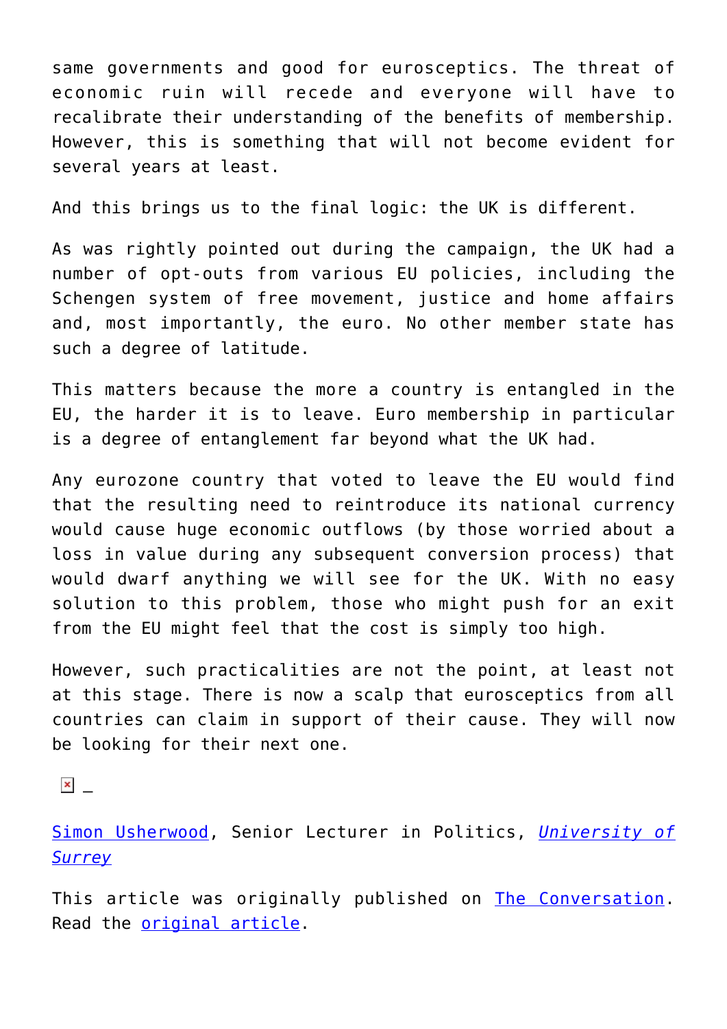same governments and good for eurosceptics. The threat of economic ruin will recede and everyone will have to recalibrate their understanding of the benefits of membership. However, this is something that will not become evident for several years at least.

And this brings us to the final logic: the UK is different.

As was rightly pointed out during the campaign, the UK had a number of opt-outs from various EU policies, including the Schengen system of free movement, justice and home affairs and, most importantly, the euro. No other member state has such a degree of latitude.

This matters because the more a country is entangled in the EU, the harder it is to leave. Euro membership in particular is a degree of entanglement far beyond what the UK had.

Any eurozone country that voted to leave the EU would find that the resulting need to reintroduce its national currency would cause huge economic outflows (by those worried about a loss in value during any subsequent conversion process) that would dwarf anything we will see for the UK. With no easy solution to this problem, those who might push for an exit from the EU might feel that the cost is simply too high.

However, such practicalities are not the point, at least not at this stage. There is now a scalp that eurosceptics from all countries can claim in support of their cause. They will now be looking for their next one.

_

Simon Usherwood, Senior Lecturer in Politics, *University of Surrey*

This article was originally published on The Conversation. Read the original article.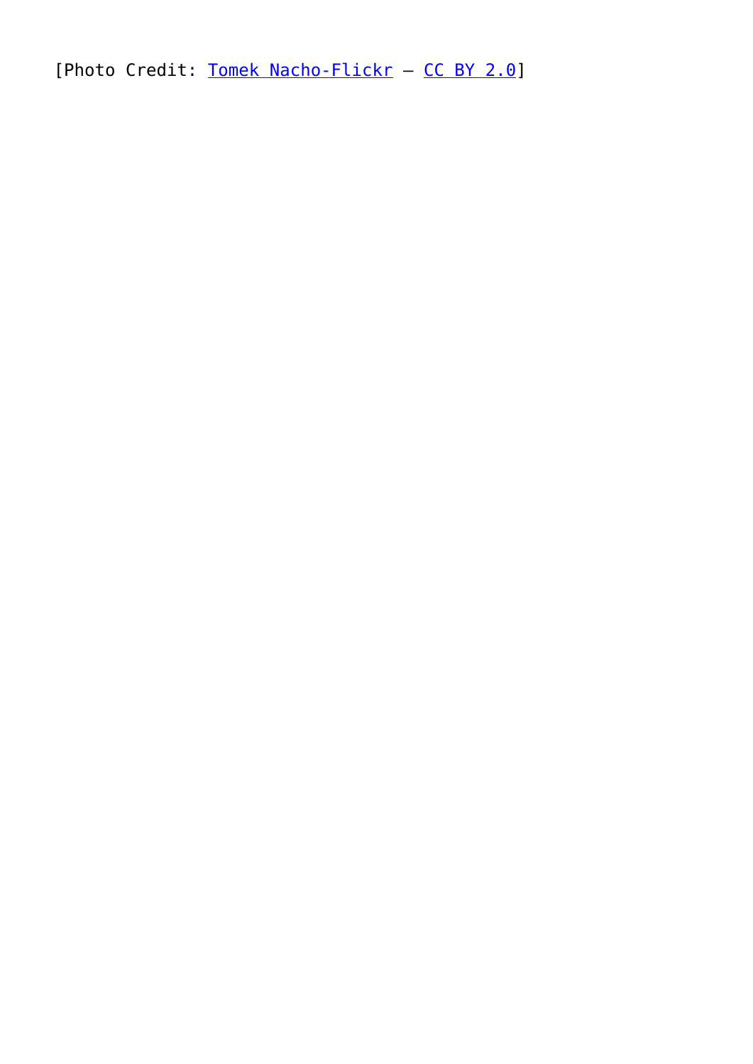[Photo Credit: Tomek Nacho-Flickr – CC BY 2.0]